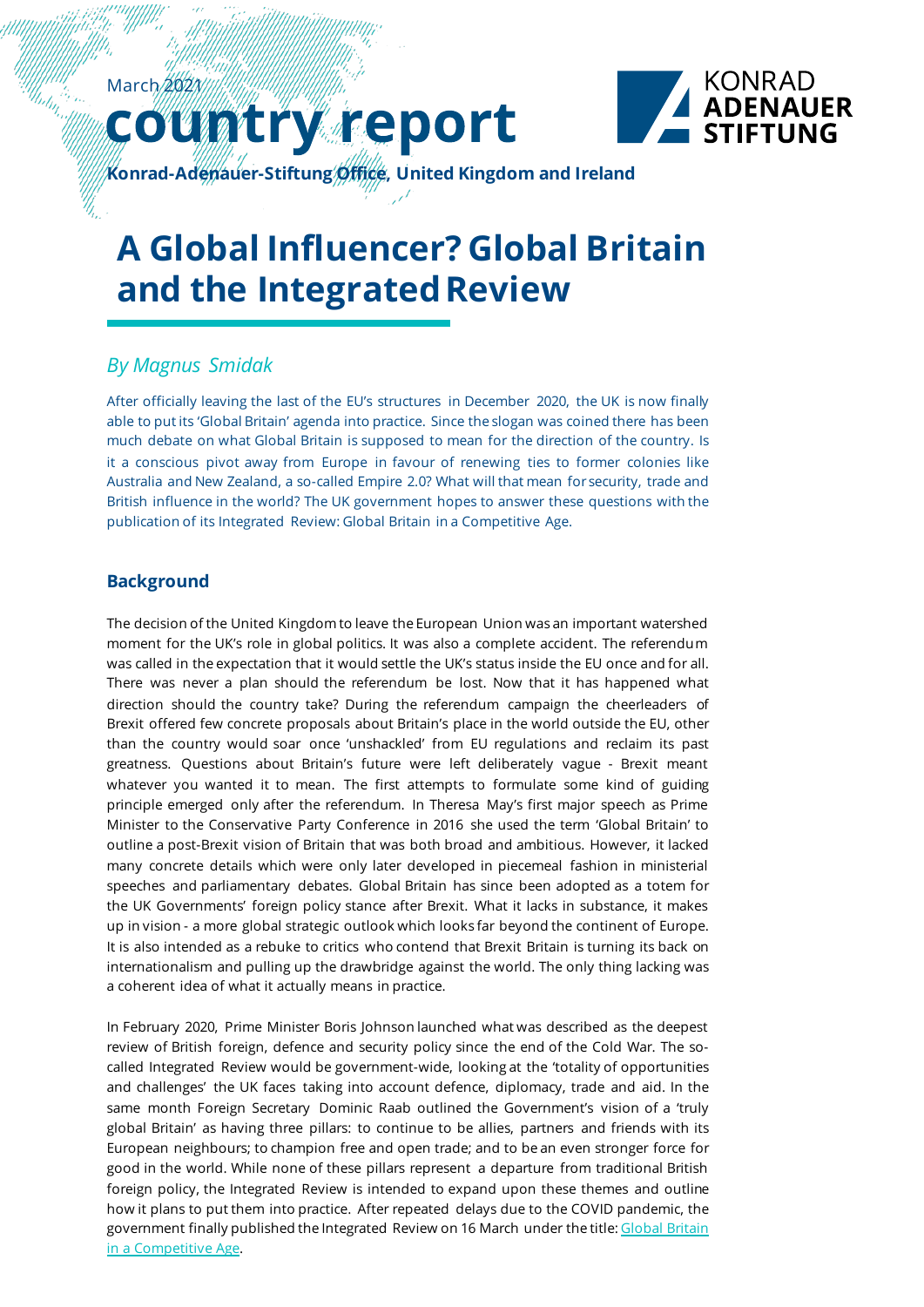March 2021

# country report

**Konrad-Adenauer-Stiftung Office, United Kingdom and Ireland**

# A Global Influencer? Global Britain and the Integrated Review

*By Magnus Smidak*

After officially leaving the last of the EU's structures in December 2020, the UK is now finally able to put its 'Global Britain' agenda into practice. Since the slogan was coined there has been much debate on what Global Britain is supposed to mean for the direction of the country. Is it a conscious pivot away from Europe in favour of renewing ties to former colonies like Australia and New Zealand, a so-called Empire 2.0? What will that mean for security, trade and British influence in the world? The UK government hopes to answer these questions with the publication of its Integrated Review: Global Britain in a Competitive Age.

## Background

The decision of the United Kingdom to leave the European Union was an important watershed moment for the UK's role in global politics. It was also a complete accident. The referendum was called in the expectation that it would settle the UK's status inside the EU once and for all. There was never a plan should the referendum be lost. Now that it has happened what direction should the country take? During the referendum campaign the cheerleaders of Brexit offered few concrete proposals about Britain's place in the world outside the EU, other than the country would soar once 'unshackled' from EU regulations and reclaim its past greatness. Questions about Britain's future were left deliberately vague - Brexit meant whatever you wanted it to mean. The first attempts to formulate some kind of guiding principle emerged only after the referendum. In Theresa May's first major speech as Prime Minister to the Conservative Party Conference in 2016 she used the term 'Global Britain' to outline a post-Brexit vision of Britain that was both broad and ambitious. However, it lacked many concrete details which were only later developed in piecemeal fashion in ministerial speeches and parliamentary debates. Global Britain has since been adopted as a totem for the UK Governments' foreign policy stance after Brexit. What it lacks in substance, it makes up in vision - a more global strategic outlook which looks far beyond the continent of Europe. It is also intended as a rebuke to critics who contend that Brexit Britain is turning its back on internationalism and pulling up the drawbridge against the world. The only thing lacking was a coherent idea of what it actually means in practice.

In February 2020, Prime Minister Boris Johnson launched what was described as the deepest review of British foreign, defence and security policy since the end of the Cold War. The so-called Integrated Review would be government-wide, looking at the 'totality of opportunities and challenges' the UK faces taking into account defence, diplomacy, trade and aid. In the same month Foreign Secretary Dominic Raab outlined the Government's vision of a 'truly global Britain' as having three pillars: to continue to be allies, partners and friends with its European neighbours; to champion free and open trade; and to be an even stronger force for good in the world. While none of these pillars represent a departure from traditional British foreign policy, the Integrated Review is intended to expand upon these themes and outline how it plans to put them into practice. After repeated delays due to the COVID pandemic, the government finally published the Integrated Review on 16 March under the title: Global Britain in a Competitive Age.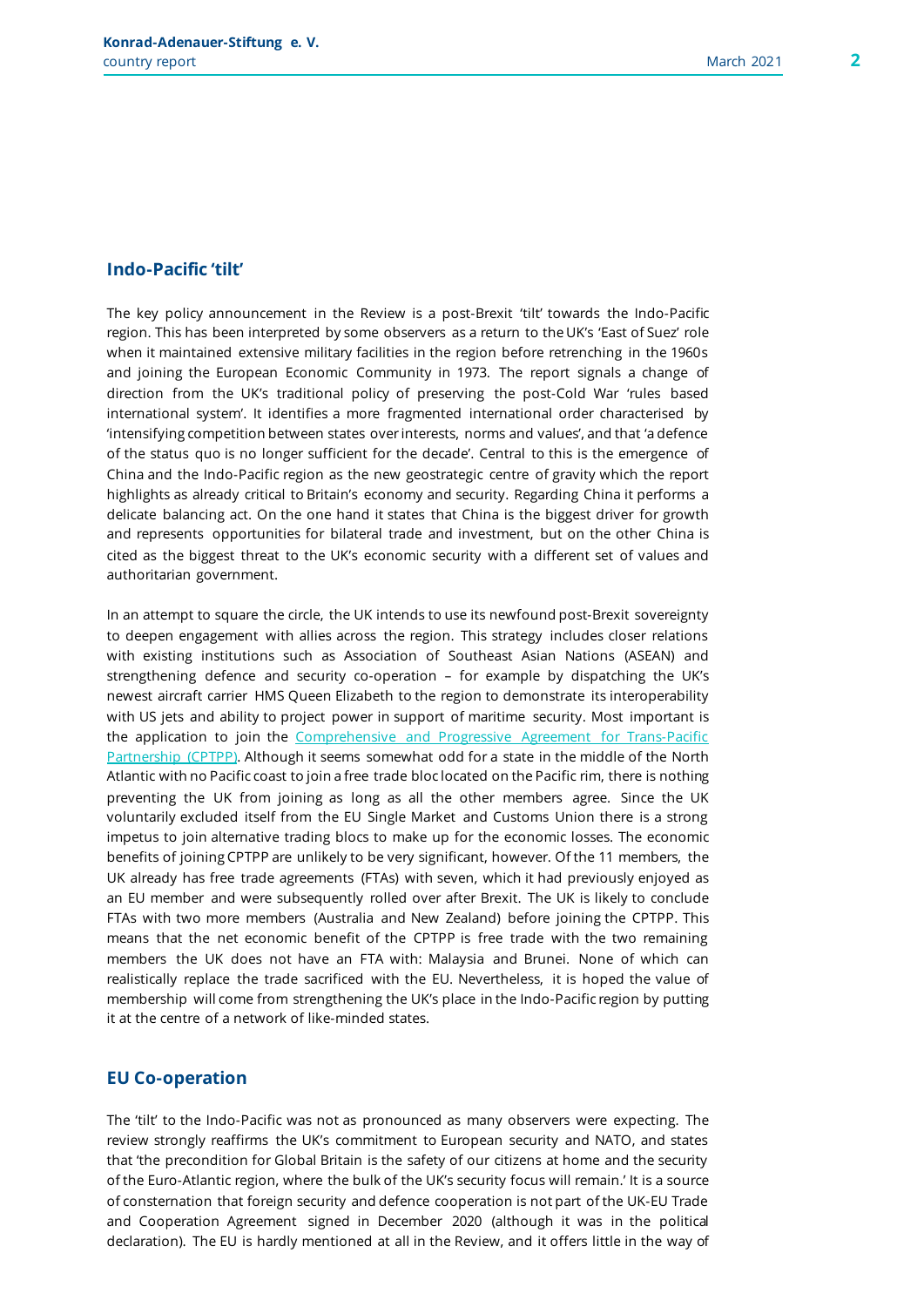## Indo-Pacific 'tilt'

The key policy announcement in the Review is a post-Brexit 'tilt' towards the Indo-Pacific region. This has been interpreted by some observers as a return to the UK's 'East of Suez' role when it maintained extensive military facilities in the region before retrenching in the 1960s and joining the European Economic Community in 1973. The report signals a change of direction from the UK's traditional policy of preserving the post-Cold War 'rules based international system'. It identifies a more fragmented international order characterised by 'intensifying competition between states over interests, norms and values', and that 'a defence of the status quo is no longer sufficient for the decade'. Central to this is the emergence of China and the Indo-Pacific region as the new geostrategic centre of gravity which the report highlights as already critical to Britain's economy and security. Regarding China it performs a delicate balancing act. On the one hand it states that China is the biggest driver for growth and represents opportunities for bilateral trade and investment, but on the other China is cited as the biggest threat to the UK's economic security with a different set of values and authoritarian government.

In an attempt to square the circle, the UK intends to use its newfound post-Brexit sovereignty to deepen engagement with allies across the region. This strategy includes closer relations with existing institutions such as Association of Southeast Asian Nations (ASEAN) and strengthening defence and security co-operation – for example by dispatching the UK's newest aircraft carrier HMS Queen Elizabeth to the region to demonstrate its interoperability with US jets and ability to project power in support of maritime security. Most important is the application to join the [Comprehensive and Progressive Agreement for Trans-Pacific Partnership (CPTPP)](). Although it seems somewhat odd for a state in the middle of the North Atlantic with no Pacific coast to join a free trade bloc located on the Pacific rim, there is nothing preventing the UK from joining as long as all the other members agree. Since the UK voluntarily excluded itself from the EU Single Market and Customs Union there is a strong impetus to join alternative trading blocs to make up for the economic losses. The economic benefits of joining CPTPP are unlikely to be very significant, however. Of the 11 members, the UK already has free trade agreements (FTAs) with seven, which it had previously enjoyed as an EU member and were subsequently rolled over after Brexit. The UK is likely to conclude FTAs with two more members (Australia and New Zealand) before joining the CPTPP. This means that the net economic benefit of the CPTPP is free trade with the two remaining members the UK does not have an FTA with: Malaysia and Brunei. None of which can realistically replace the trade sacrificed with the EU. Nevertheless, it is hoped the value of membership will come from strengthening the UK's place in the Indo-Pacific region by putting it at the centre of a network of like-minded states.

## EU Co-operation

The 'tilt' to the Indo-Pacific was not as pronounced as many observers were expecting. The review strongly reaffirms the UK's commitment to European security and NATO, and states that 'the precondition for Global Britain is the safety of our citizens at home and the security of the Euro-Atlantic region, where the bulk of the UK's security focus will remain.' It is a source of consternation that foreign security and defence cooperation is not part of the UK-EU Trade and Cooperation Agreement signed in December 2020 (although it was in the political declaration). The EU is hardly mentioned at all in the Review, and it offers little in the way of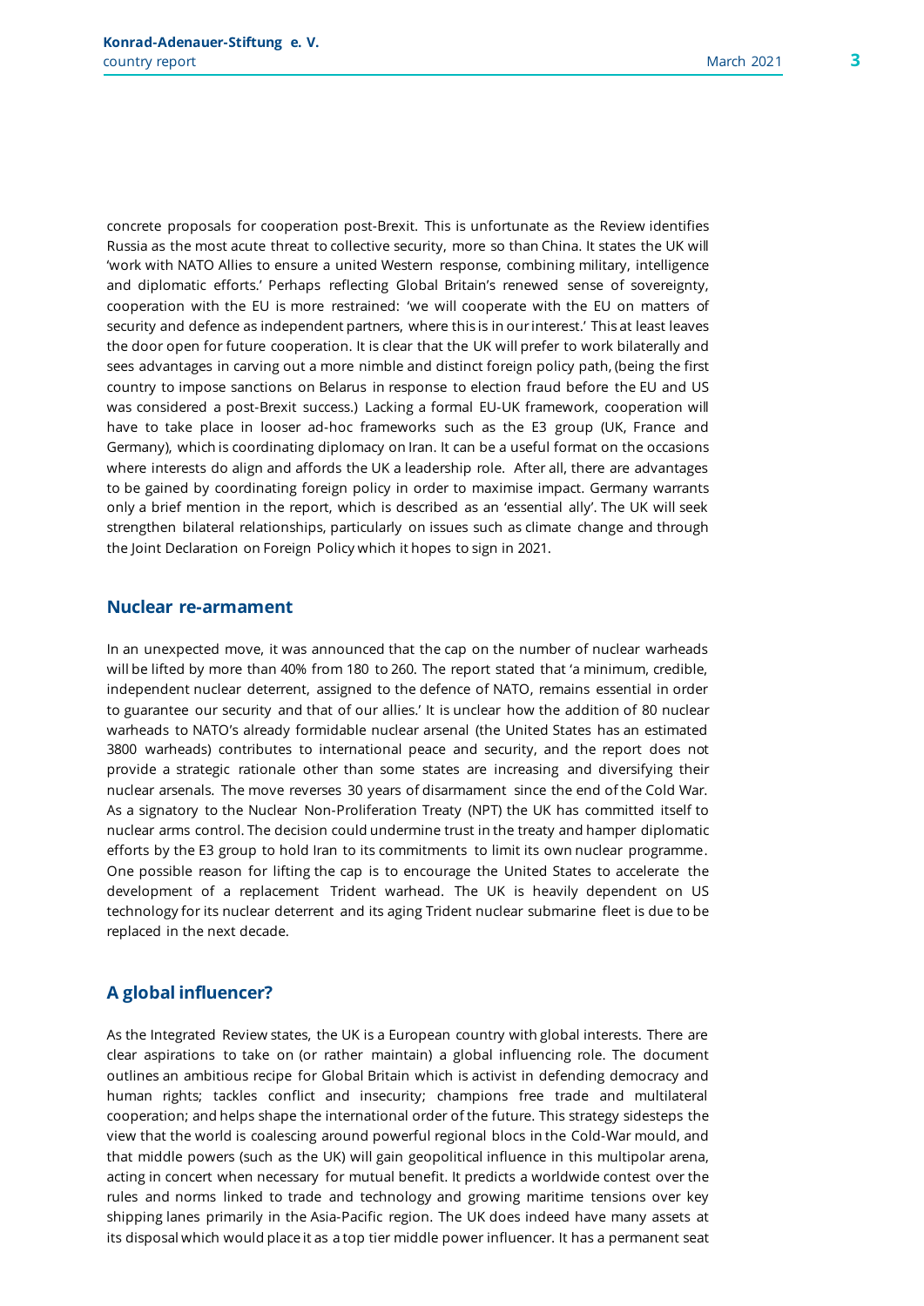concrete proposals for cooperation post-Brexit. This is unfortunate as the Review identifies Russia as the most acute threat to collective security, more so than China. It states the UK will 'work with NATO Allies to ensure a united Western response, combining military, intelligence and diplomatic efforts.' Perhaps reflecting Global Britain's renewed sense of sovereignty, cooperation with the EU is more restrained: 'we will cooperate with the EU on matters of security and defence as independent partners, where this is in our interest.' This at least leaves the door open for future cooperation. It is clear that the UK will prefer to work bilaterally and sees advantages in carving out a more nimble and distinct foreign policy path, (being the first country to impose sanctions on Belarus in response to election fraud before the EU and US was considered a post-Brexit success.) Lacking a formal EU-UK framework, cooperation will have to take place in looser ad-hoc frameworks such as the E3 group (UK, France and Germany), which is coordinating diplomacy on Iran. It can be a useful format on the occasions where interests do align and affords the UK a leadership role. After all, there are advantages to be gained by coordinating foreign policy in order to maximise impact. Germany warrants only a brief mention in the report, which is described as an 'essential ally'. The UK will seek strengthen bilateral relationships, particularly on issues such as climate change and through the Joint Declaration on Foreign Policy which it hopes to sign in 2021.

## Nuclear re-armament

In an unexpected move, it was announced that the cap on the number of nuclear warheads will be lifted by more than 40% from 180 to 260. The report stated that 'a minimum, credible, independent nuclear deterrent, assigned to the defence of NATO, remains essential in order to guarantee our security and that of our allies.' It is unclear how the addition of 80 nuclear warheads to NATO's already formidable nuclear arsenal (the United States has an estimated 3800 warheads) contributes to international peace and security, and the report does not provide a strategic rationale other than some states are increasing and diversifying their nuclear arsenals. The move reverses 30 years of disarmament since the end of the Cold War. As a signatory to the Nuclear Non-Proliferation Treaty (NPT) the UK has committed itself to nuclear arms control. The decision could undermine trust in the treaty and hamper diplomatic efforts by the E3 group to hold Iran to its commitments to limit its own nuclear programme. One possible reason for lifting the cap is to encourage the United States to accelerate the development of a replacement Trident warhead. The UK is heavily dependent on US technology for its nuclear deterrent and its aging Trident nuclear submarine fleet is due to be replaced in the next decade.

## A global influencer?

As the Integrated Review states, the UK is a European country with global interests. There are clear aspirations to take on (or rather maintain) a global influencing role. The document outlines an ambitious recipe for Global Britain which is activist in defending democracy and human rights; tackles conflict and insecurity; champions free trade and multilateral cooperation; and helps shape the international order of the future. This strategy sidesteps the view that the world is coalescing around powerful regional blocs in the Cold-War mould, and that middle powers (such as the UK) will gain geopolitical influence in this multipolar arena, acting in concert when necessary for mutual benefit. It predicts a worldwide contest over the rules and norms linked to trade and technology and growing maritime tensions over key shipping lanes primarily in the Asia-Pacific region. The UK does indeed have many assets at its disposal which would place it as a top tier middle power influencer. It has a permanent seat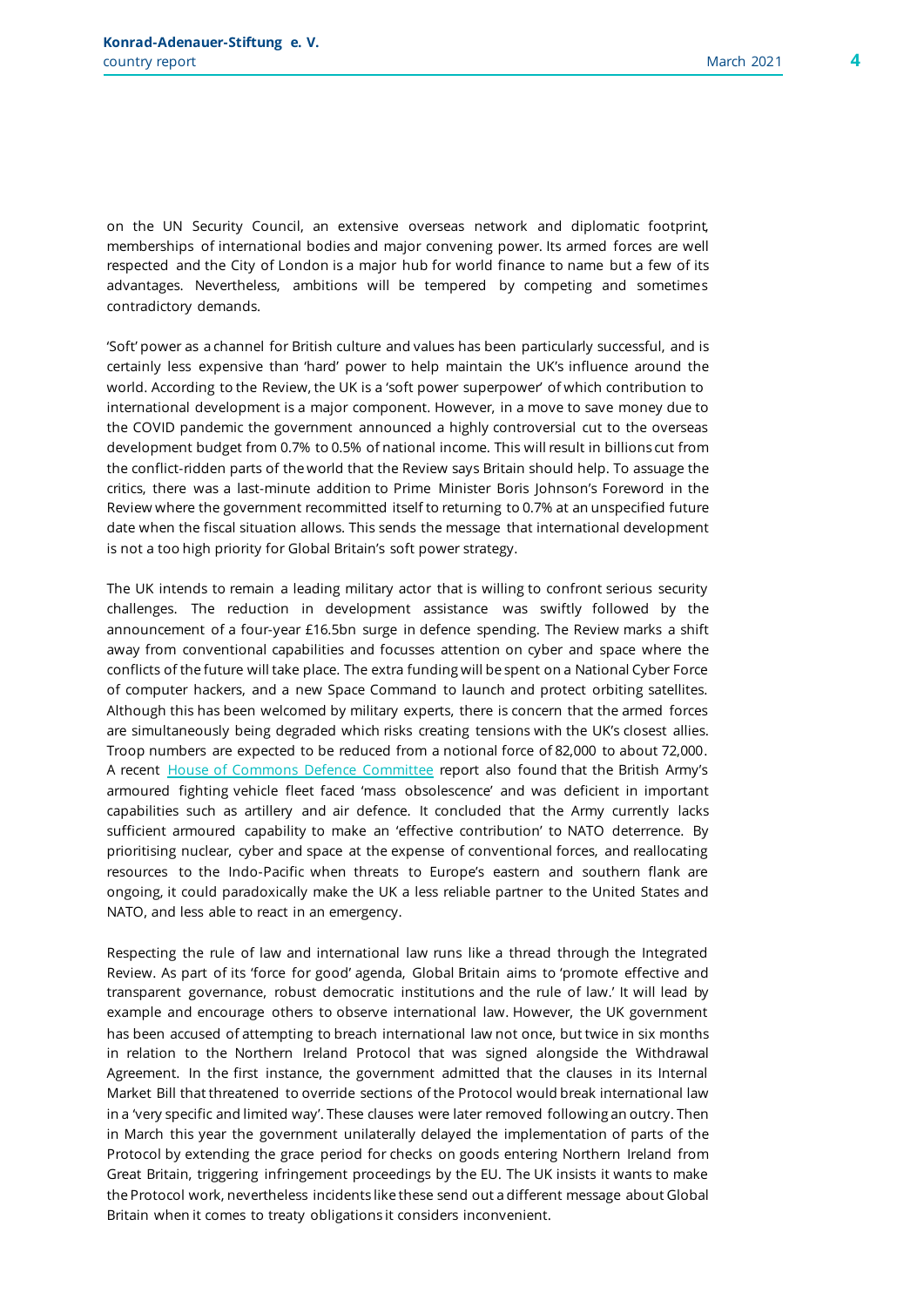on the UN Security Council, an extensive overseas network and diplomatic footprint, memberships of international bodies and major convening power. Its armed forces are well respected and the City of London is a major hub for world finance to name but a few of its advantages. Nevertheless, ambitions will be tempered by competing and sometimes contradictory demands.

'Soft' power as a channel for British culture and values has been particularly successful, and is certainly less expensive than 'hard' power to help maintain the UK's influence around the world. According to the Review, the UK is a 'soft power superpower' of which contribution to international development is a major component. However, in a move to save money due to the COVID pandemic the government announced a highly controversial cut to the overseas development budget from 0.7% to 0.5% of national income. This will result in billions cut from the conflict-ridden parts of the world that the Review says Britain should help. To assuage the critics, there was a last-minute addition to Prime Minister Boris Johnson's Foreword in the Review where the government recommitted itself to returning to 0.7% at an unspecified future date when the fiscal situation allows. This sends the message that international development is not a too high priority for Global Britain's soft power strategy.

The UK intends to remain a leading military actor that is willing to confront serious security challenges. The reduction in development assistance was swiftly followed by the announcement of a four-year £16.5bn surge in defence spending. The Review marks a shift away from conventional capabilities and focusses attention on cyber and space where the conflicts of the future will take place. The extra funding will be spent on a National Cyber Force of computer hackers, and a new Space Command to launch and protect orbiting satellites. Although this has been welcomed by military experts, there is concern that the armed forces are simultaneously being degraded which risks creating tensions with the UK's closest allies. Troop numbers are expected to be reduced from a notional force of 82,000 to about 72,000. A recent House of Commons Defence Committee report also found that the British Army's armoured fighting vehicle fleet faced 'mass obsolescence' and was deficient in important capabilities such as artillery and air defence. It concluded that the Army currently lacks sufficient armoured capability to make an 'effective contribution' to NATO deterrence. By prioritising nuclear, cyber and space at the expense of conventional forces, and reallocating resources to the Indo-Pacific when threats to Europe's eastern and southern flank are ongoing, it could paradoxically make the UK a less reliable partner to the United States and NATO, and less able to react in an emergency.

Respecting the rule of law and international law runs like a thread through the Integrated Review. As part of its 'force for good' agenda, Global Britain aims to 'promote effective and transparent governance, robust democratic institutions and the rule of law.' It will lead by example and encourage others to observe international law. However, the UK government has been accused of attempting to breach international law not once, but twice in six months in relation to the Northern Ireland Protocol that was signed alongside the Withdrawal Agreement. In the first instance, the government admitted that the clauses in its Internal Market Bill that threatened to override sections of the Protocol would break international law in a 'very specific and limited way'. These clauses were later removed following an outcry. Then in March this year the government unilaterally delayed the implementation of parts of the Protocol by extending the grace period for checks on goods entering Northern Ireland from Great Britain, triggering infringement proceedings by the EU. The UK insists it wants to make the Protocol work, nevertheless incidents like these send out a different message about Global Britain when it comes to treaty obligations it considers inconvenient.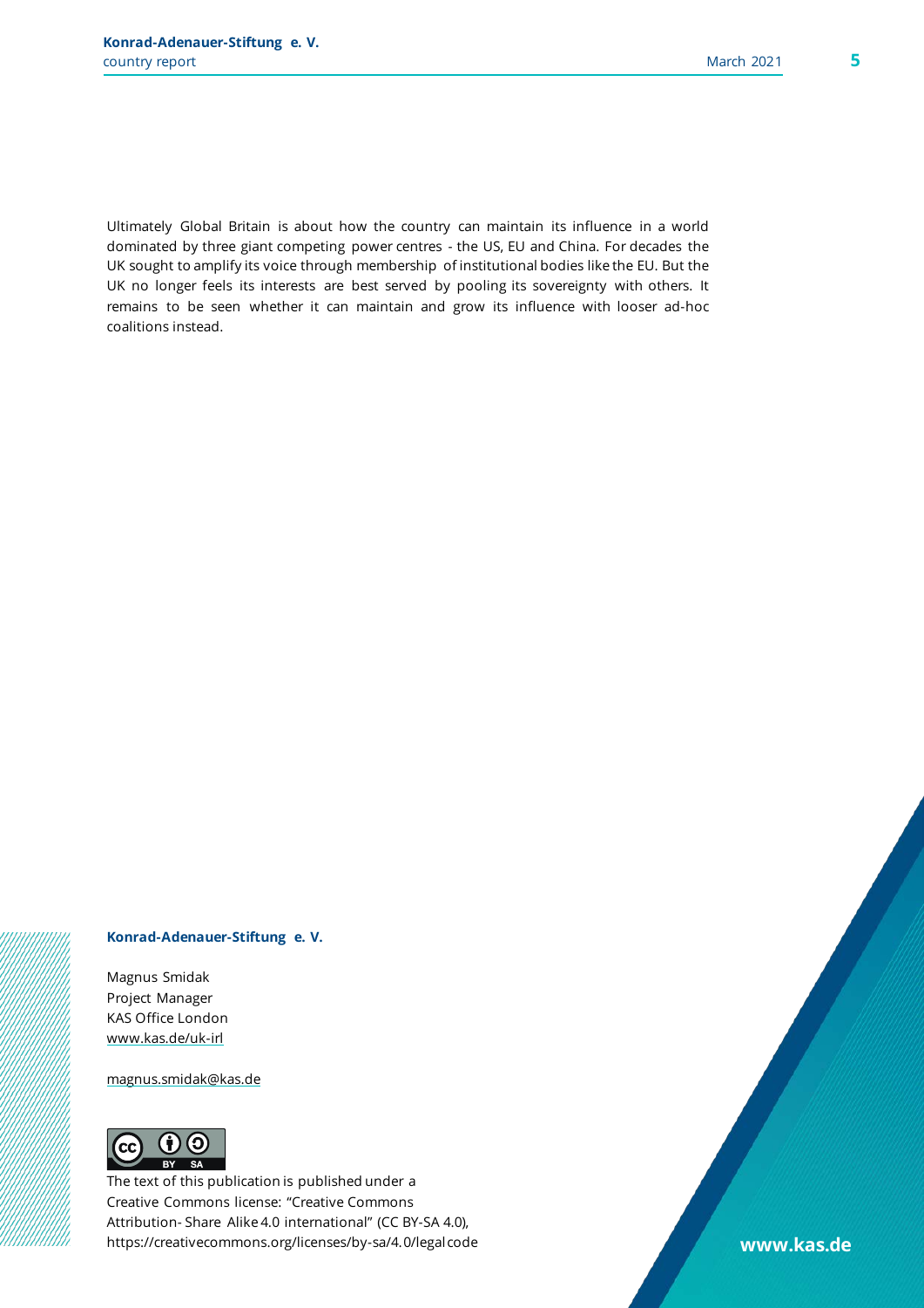Ultimately Global Britain is about how the country can maintain its influence in a world dominated by three giant competing power centres - the US, EU and China. For decades the UK sought to amplify its voice through membership of institutional bodies like the EU. But the UK no longer feels its interests are best served by pooling its sovereignty with others. It remains to be seen whether it can maintain and grow its influence with looser ad-hoc coalitions instead.

**Konrad-Adenauer-Stiftung e. V.**

Magnus Smidak
Project Manager
KAS Office London
www.kas.de/uk-irl

magnus.smidak@kas.de

The text of this publication is published under a Creative Commons license: "Creative Commons Attribution- Share Alike 4.0 international" (CC BY-SA 4.0), https://creativecommons.org/licenses/by-sa/4.0/legalcode

www.kas.de